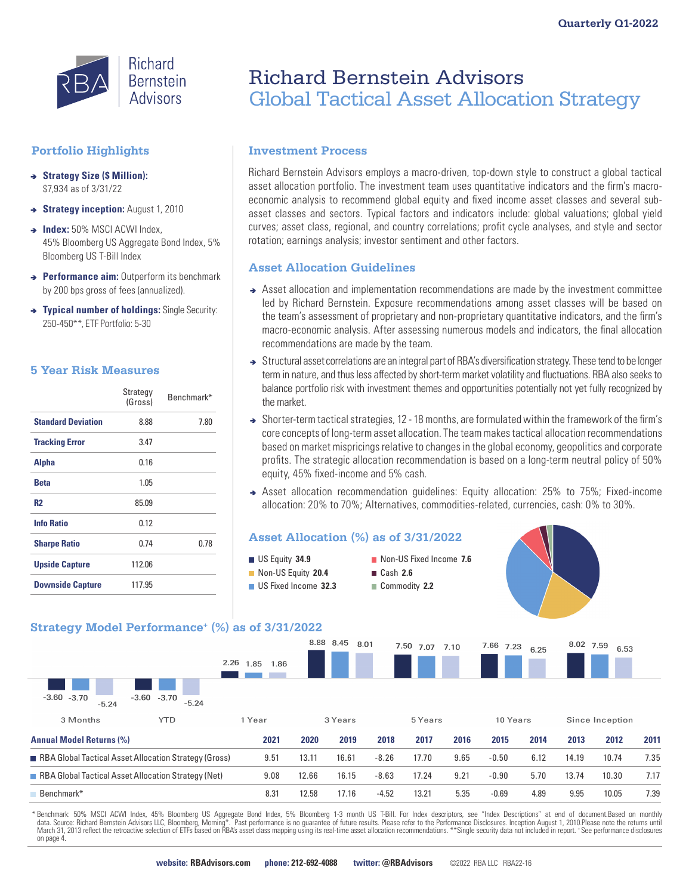Quarterly Q1-2022

# Richard Bernstein Advisors
## Global Tactical Asset Allocation Strategy

### Portfolio Highlights

- **Strategy Size ($ Million):** $7,934 as of 3/31/22
- **Strategy inception:** August 1, 2010
- **Index:** 50% MSCI ACWI Index, 45% Bloomberg US Aggregate Bond Index, 5% Bloomberg US T-Bill Index
- **Performance aim:** Outperform its benchmark by 200 bps gross of fees (annualized).
- **Typical number of holdings:** Single Security: 250-450**, ETF Portfolio: 5-30

### 5 Year Risk Measures

| | Strategy (Gross) | Benchmark* |
|---|---|---|
| **Standard Deviation** | 8.88 | 7.80 |
| **Tracking Error** | 3.47 | |
| **Alpha** | 0.16 | |
| **Beta** | 1.05 | |
| **R2** | 85.09 | |
| **Info Ratio** | 0.12 | |
| **Sharpe Ratio** | 0.74 | 0.78 |
| **Upside Capture** | 112.06 | |
| **Downside Capture** | 117.95 | |

### Investment Process

Richard Bernstein Advisors employs a macro-driven, top-down style to construct a global tactical asset allocation portfolio. The investment team uses quantitative indicators and the firm's macro-economic analysis to recommend global equity and fixed income asset classes and several sub-asset classes and sectors. Typical factors and indicators include: global valuations; global yield curves; asset class, regional, and country correlations; profit cycle analyses, and style and sector rotation; earnings analysis; investor sentiment and other factors.

### Asset Allocation Guidelines

- Asset allocation and implementation recommendations are made by the investment committee led by Richard Bernstein. Exposure recommendations among asset classes will be based on the team's assessment of proprietary and non-proprietary quantitative indicators, and the firm's macro-economic analysis. After assessing numerous models and indicators, the final allocation recommendations are made by the team.
- Structural asset correlations are an integral part of RBA's diversification strategy. These tend to be longer term in nature, and thus less affected by short-term market volatility and fluctuations. RBA also seeks to balance portfolio risk with investment themes and opportunities potentially not yet fully recognized by the market.
- Shorter-term tactical strategies, 12 - 18 months, are formulated within the framework of the firm's core concepts of long-term asset allocation. The team makes tactical allocation recommendations based on market mispricings relative to changes in the global economy, geopolitics and corporate profits. The strategic allocation recommendation is based on a long-term neutral policy of 50% equity, 45% fixed-income and 5% cash.
- Asset allocation recommendation guidelines: Equity allocation: 25% to 75%; Fixed-income allocation: 20% to 70%; Alternatives, commodities-related, currencies, cash: 0% to 30%.

### Asset Allocation (%) as of 3/31/2022

- US Equity **34.9**
- Non-US Equity **20.4**
- US Fixed Income **32.3**
- Non-US Fixed Income **7.6**
- Cash **2.6**
- Commodity **2.2**

### Strategy Model Performance+ (%) as of 3/31/2022

| | 3 Months | YTD | 1 Year | 3 Years | 5 Years | 10 Years | Since Inception |
|---|---|---|---|---|---|---|---|
| RBA Global Tactical Asset Allocation Strategy (Gross) | -3.60 | -3.60 | 2.26 | 8.88 | 7.50 | 7.66 | 8.02 |
| RBA Global Tactical Asset Allocation Strategy (Net) | -3.70 | -3.70 | 1.85 | 8.45 | 7.07 | 7.23 | 7.59 |
| Benchmark* | -5.24 | -5.24 | 1.86 | 8.01 | 7.10 | 6.25 | 6.53 |

| Annual Model Returns (%) | 2021 | 2020 | 2019 | 2018 | 2017 | 2016 | 2015 | 2014 | 2013 | 2012 | 2011 |
|---|---|---|---|---|---|---|---|---|---|---|---|
| RBA Global Tactical Asset Allocation Strategy (Gross) | 9.51 | 13.11 | 16.61 | -8.26 | 17.70 | 9.65 | -0.50 | 6.12 | 14.19 | 10.74 | 7.35 |
| RBA Global Tactical Asset Allocation Strategy (Net) | 9.08 | 12.66 | 16.15 | -8.63 | 17.24 | 9.21 | -0.90 | 5.70 | 13.74 | 10.30 | 7.17 |
| Benchmark* | 8.31 | 12.58 | 17.16 | -4.52 | 13.21 | 5.35 | -0.69 | 4.89 | 9.95 | 10.05 | 7.39 |

* Benchmark: 50% MSCI ACWI Index, 45% Bloomberg US Aggregate Bond Index, 5% Bloomberg 1-3 month US T-Bill. For Index descriptors, see "Index Descriptions" at end of document.Based on monthly data. Source: Richard Bernstein Advisors LLC, Bloomberg, Morning*. Past performance is no guarantee of future results. Please refer to the Performance Disclosures. Inception August 1, 2010.Please note the returns until March 31, 2013 reflect the retroactive selection of ETFs based on RBA's asset class mapping using its real-time asset allocation recommendations. **Single security data not included in report. + See performance disclosures on page 4.

**website: RBAdvisors.com** **phone: 212-692-4088** **twitter: @RBAdvisors** ©2022 RBA LLC RBA22-16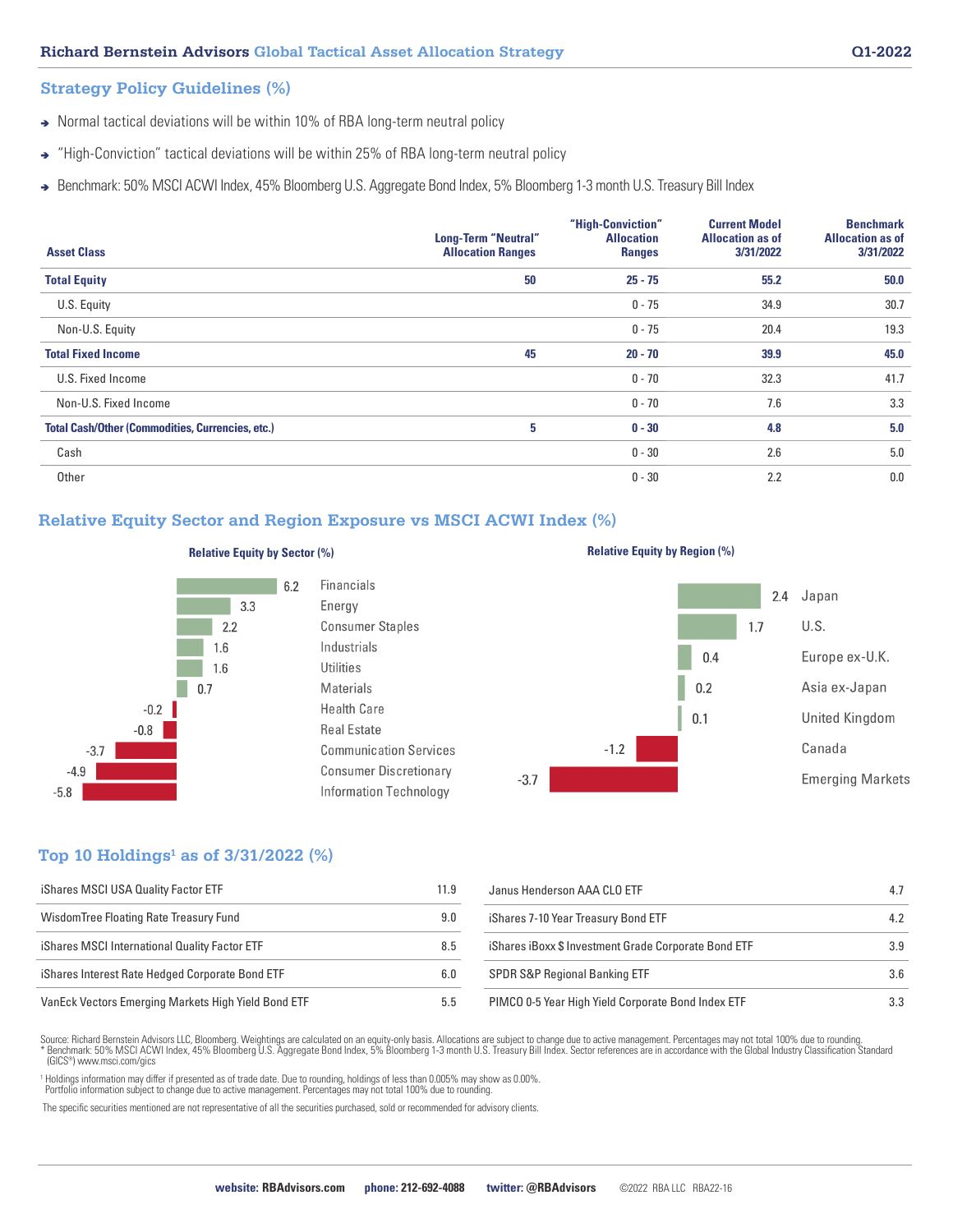## Strategy Policy Guidelines (%)

- Normal tactical deviations will be within 10% of RBA long-term neutral policy
- "High-Conviction" tactical deviations will be within 25% of RBA long-term neutral policy
- Benchmark: 50% MSCI ACWI Index, 45% Bloomberg U.S. Aggregate Bond Index, 5% Bloomberg 1-3 month U.S. Treasury Bill Index

| Asset Class | Long-Term "Neutral" Allocation Ranges | "High-Conviction" Allocation Ranges | Current Model Allocation as of 3/31/2022 | Benchmark Allocation as of 3/31/2022 |
|---|---|---|---|---|
| **Total Equity** | **50** | **25 - 75** | **55.2** | **50.0** |
| U.S. Equity | | 0 - 75 | 34.9 | 30.7 |
| Non-U.S. Equity | | 0 - 75 | 20.4 | 19.3 |
| **Total Fixed Income** | **45** | **20 - 70** | **39.9** | **45.0** |
| U.S. Fixed Income | | 0 - 70 | 32.3 | 41.7 |
| Non-U.S. Fixed Income | | 0 - 70 | 7.6 | 3.3 |
| **Total Cash/Other (Commodities, Currencies, etc.)** | **5** | **0 - 30** | **4.8** | **5.0** |
| Cash | | 0 - 30 | 2.6 | 5.0 |
| Other | | 0 - 30 | 2.2 | 0.0 |

## Relative Equity Sector and Region Exposure vs MSCI ACWI Index (%)

**Relative Equity by Sector (%)**

| Sector | % |
|---|---|
| Financials | 6.2 |
| Energy | 3.3 |
| Consumer Staples | 2.2 |
| Industrials | 1.6 |
| Utilities | 1.6 |
| Materials | 0.7 |
| Health Care | -0.2 |
| Real Estate | -0.8 |
| Communication Services | -3.7 |
| Consumer Discretionary | -4.9 |
| Information Technology | -5.8 |

**Relative Equity by Region (%)**

| Region | % |
|---|---|
| Japan | 2.4 |
| U.S. | 1.7 |
| Europe ex-U.K. | 0.4 |
| Asia ex-Japan | 0.2 |
| United Kingdom | 0.1 |
| Canada | -1.2 |
| Emerging Markets | -3.7 |

## Top 10 Holdings[1] as of 3/31/2022 (%)

| Holding | % |
|---|---|
| iShares MSCI USA Quality Factor ETF | 11.9 |
| WisdomTree Floating Rate Treasury Fund | 9.0 |
| iShares MSCI International Quality Factor ETF | 8.5 |
| iShares Interest Rate Hedged Corporate Bond ETF | 6.0 |
| VanEck Vectors Emerging Markets High Yield Bond ETF | 5.5 |
| Janus Henderson AAA CLO ETF | 4.7 |
| iShares 7-10 Year Treasury Bond ETF | 4.2 |
| iShares iBoxx $ Investment Grade Corporate Bond ETF | 3.9 |
| SPDR S&P Regional Banking ETF | 3.6 |
| PIMCO 0-5 Year High Yield Corporate Bond Index ETF | 3.3 |

Source: Richard Bernstein Advisors LLC, Bloomberg. Weightings are calculated on an equity-only basis. Allocations are subject to change due to active management. Percentages may not total 100% due to rounding.
* Benchmark: 50% MSCI ACWI Index, 45% Bloomberg U.S. Aggregate Bond Index, 5% Bloomberg 1-3 month U.S. Treasury Bill Index. Sector references are in accordance with the Global Industry Classification Standard (GICS®) www.msci.com/gics

[1] Holdings information may differ if presented as of trade date. Due to rounding, holdings of less than 0.005% may show as 0.00%. Portfolio information subject to change due to active management. Percentages may not total 100% due to rounding.

The specific securities mentioned are not representative of all the securities purchased, sold or recommended for advisory clients.

**website: RBAdvisors.com** **phone: 212-692-4088** **twitter: @RBAdvisors** ©2022 RBA LLC RBA22-16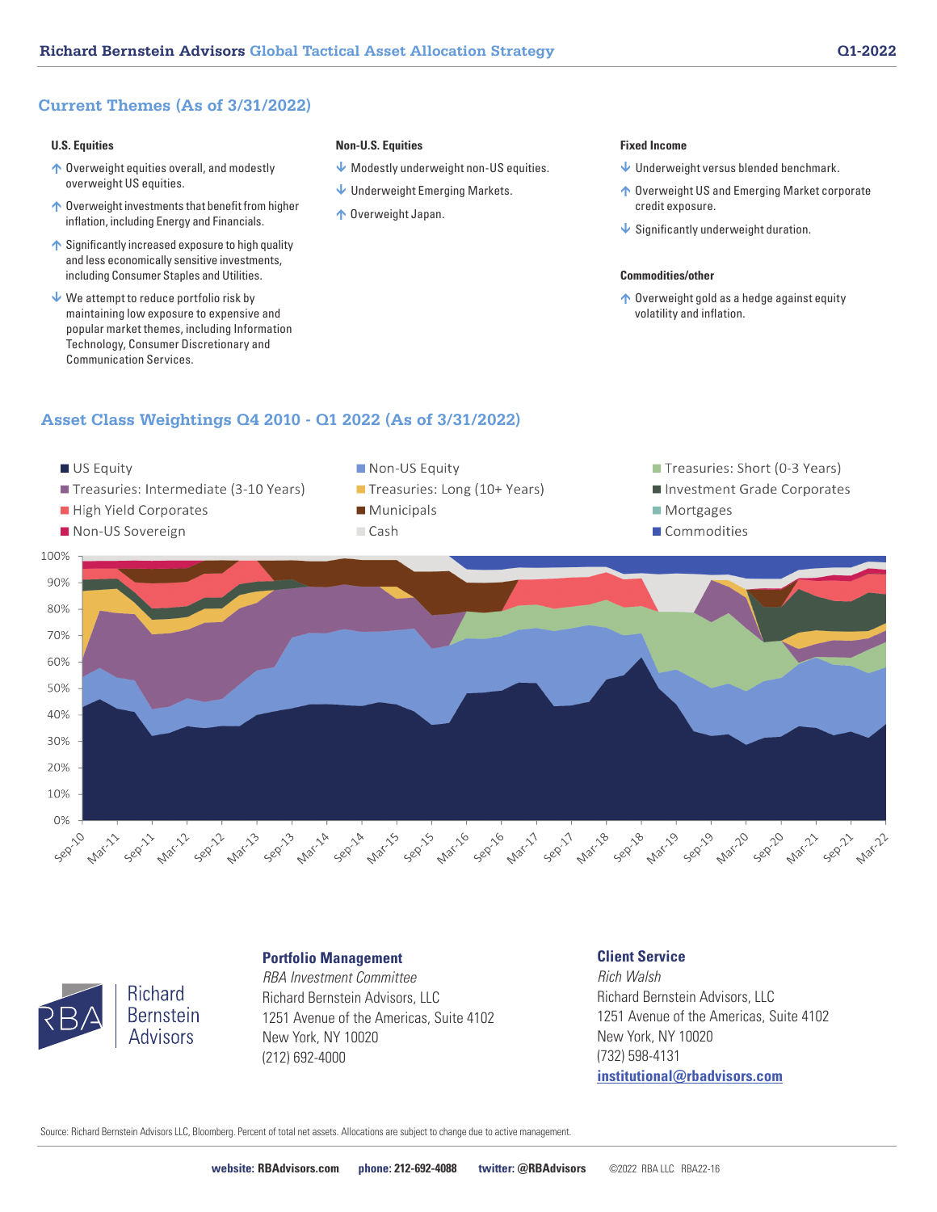## Current Themes (As of 3/31/2022)

### U.S. Equities

- ↑ Overweight equities overall, and modestly overweight US equities.
- ↑ Overweight investments that benefit from higher inflation, including Energy and Financials.
- ↑ Significantly increased exposure to high quality and less economically sensitive investments, including Consumer Staples and Utilities.
- ↓ We attempt to reduce portfolio risk by maintaining low exposure to expensive and popular market themes, including Information Technology, Consumer Discretionary and Communication Services.

### Non-U.S. Equities

- ↓ Modestly underweight non-US equities.
- ↓ Underweight Emerging Markets.
- ↑ Overweight Japan.

### Fixed Income

- ↓ Underweight versus blended benchmark.
- ↑ Overweight US and Emerging Market corporate credit exposure.
- ↓ Significantly underweight duration.

### Commodities/other

- ↑ Overweight gold as a hedge against equity volatility and inflation.

## Asset Class Weightings Q4 2010 - Q1 2022 (As of 3/31/2022)

US Equity | Non-US Equity | Treasuries: Short (0-3 Years) | Treasuries: Intermediate (3-10 Years) | Treasuries: Long (10+ Years) | Investment Grade Corporates | High Yield Corporates | Municipals | Mortgages | Non-US Sovereign | Cash | Commodities

### Portfolio Management

*RBA Investment Committee*
Richard Bernstein Advisors, LLC
1251 Avenue of the Americas, Suite 4102
New York, NY 10020
(212) 692-4000

### Client Service

*Rich Walsh*
Richard Bernstein Advisors, LLC
1251 Avenue of the Americas, Suite 4102
New York, NY 10020
(732) 598-4131
institutional@rbadvisors.com

Source: Richard Bernstein Advisors LLC, Bloomberg. Percent of total net assets. Allocations are subject to change due to active management.

**website:** RBAdvisors.com **phone:** 212-692-4088 **twitter:** @RBAdvisors ©2022 RBA LLC RBA22-16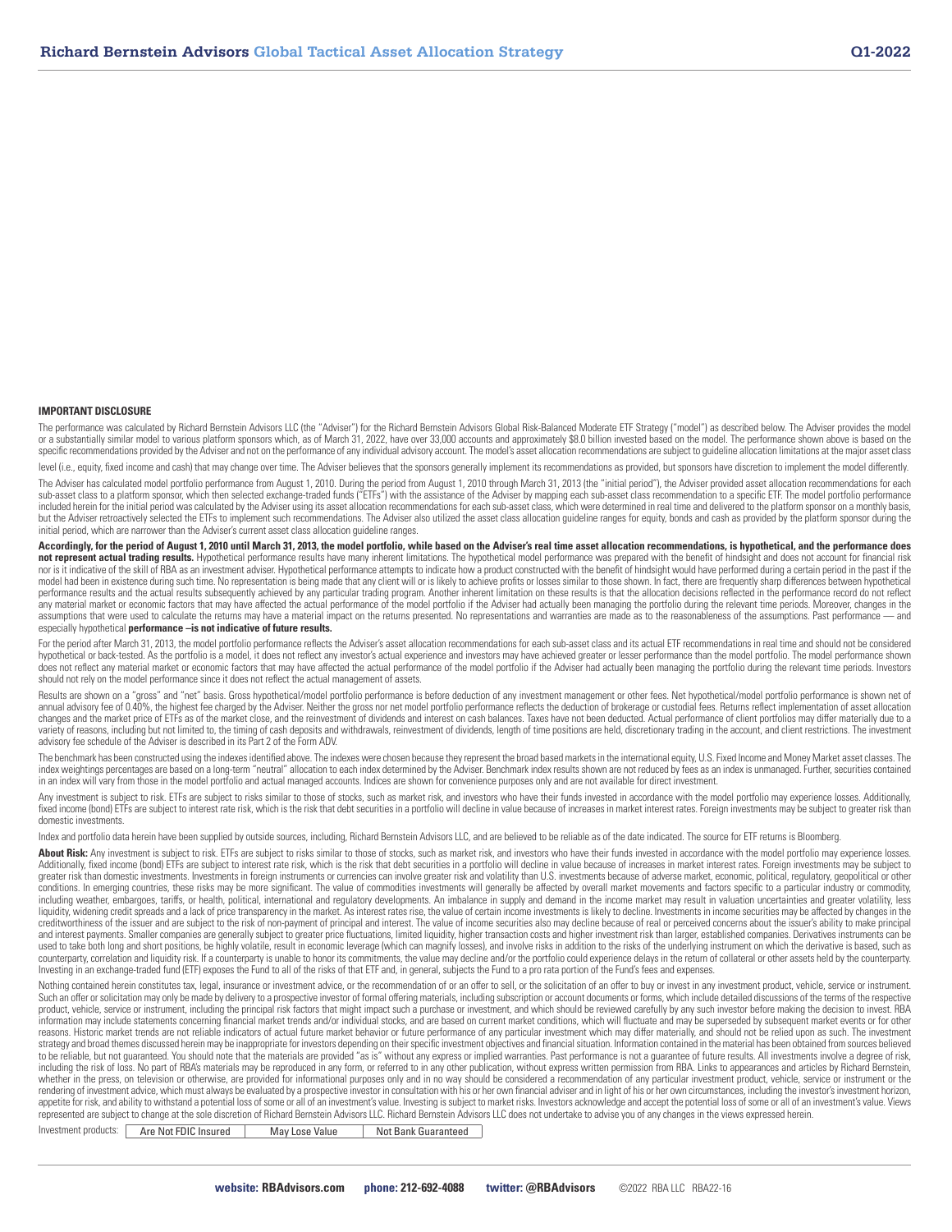**IMPORTANT DISCLOSURE**

The performance was calculated by Richard Bernstein Advisors LLC (the "Adviser") for the Richard Bernstein Advisors Global Risk-Balanced Moderate ETF Strategy ("model") as described below. The Adviser provides the model or a substantially similar model to various platform sponsors which, as of March 31, 2022, have over 33,000 accounts and approximately $8.0 billion invested based on the model. The performance shown above is based on the specific recommendations provided by the Adviser and not on the performance of any individual advisory account. The model's asset allocation recommendations are subject to guideline allocation limitations at the major asset class level (i.e., equity, fixed income and cash) that may change over time. The Adviser believes that the sponsors generally implement its recommendations as provided, but sponsors have discretion to implement the model differently.

The Adviser has calculated model portfolio performance from August 1, 2010. During the period from August 1, 2010 through March 31, 2013 (the "initial period"), the Adviser provided asset allocation recommendations for each sub-asset class to a platform sponsor, which then selected exchange-traded funds ("ETFs") with the assistance of the Adviser by mapping each sub-asset class recommendation to a specific ETF. The model portfolio performance included herein for the initial period was calculated by the Adviser using its asset allocation recommendations for each sub-asset class, which were determined in real time and delivered to the platform sponsor on a monthly basis, but the Adviser retroactively selected the ETFs to implement such recommendations. The Adviser also utilized the asset class allocation guideline ranges for equity, bonds and cash as provided by the platform sponsor during the initial period, which are narrower than the Adviser's current asset class allocation guideline ranges.

**Accordingly, for the period of August 1, 2010 until March 31, 2013, the model portfolio, while based on the Adviser's real time asset allocation recommendations, is hypothetical, and the performance does not represent actual trading results.** Hypothetical performance results have many inherent limitations. The hypothetical model performance was prepared with the benefit of hindsight and does not account for financial risk nor is it indicative of the skill of RBA as an investment adviser. Hypothetical performance attempts to indicate how a product constructed with the benefit of hindsight would have performed during a certain period in the past if the model had been in existence during such time. No representation is being made that any client will or is likely to achieve profits or losses similar to those shown. In fact, there are frequently sharp differences between hypothetical performance results and the actual results subsequently achieved by any particular trading program. Another inherent limitation on these results is that the allocation decisions reflected in the performance record do not reflect any material market or economic factors that may have affected the actual performance of the model portfolio if the Adviser had actually been managing the portfolio during the relevant time periods. Moreover, changes in the assumptions that were used to calculate the returns may have a material impact on the returns presented. No representations and warranties are made as to the reasonableness of the assumptions. Past performance — and especially hypothetical **performance –is not indicative of future results.**

For the period after March 31, 2013, the model portfolio performance reflects the Adviser's asset allocation recommendations for each sub-asset class and its actual ETF recommendations in real time and should not be considered hypothetical or back-tested. As the portfolio is a model, it does not reflect any investor's actual experience and investors may have achieved greater or lesser performance than the model portfolio. The model performance shown does not reflect any material market or economic factors that may have affected the actual performance of the model portfolio if the Adviser had actually been managing the portfolio during the relevant time periods. Investors should not rely on the model performance since it does not reflect the actual management of assets.

Results are shown on a "gross" and "net" basis. Gross hypothetical/model portfolio performance is before deduction of any investment management or other fees. Net hypothetical/model portfolio performance is shown net of annual advisory fee of 0.40%, the highest fee charged by the Adviser. Neither the gross nor net model portfolio performance reflects the deduction of brokerage or custodial fees. Returns reflect implementation of asset allocation changes and the market price of ETFs as of the market close, and the reinvestment of dividends and interest on cash balances. Taxes have not been deducted. Actual performance of client portfolios may differ materially due to a variety of reasons, including but not limited to, the timing of cash deposits and withdrawals, reinvestment of dividends, length of time positions are held, discretionary trading in the account, and client restrictions. The investment advisory fee schedule of the Adviser is described in its Part 2 of the Form ADV.

The benchmark has been constructed using the indexes identified above. The indexes were chosen because they represent the broad based markets in the international equity, U.S. Fixed Income and Money Market asset classes. The index weightings percentages are based on a long-term "neutral" allocation to each index determined by the Adviser. Benchmark index results shown are not reduced by fees as an index is unmanaged. Further, securities contained in an index will vary from those in the model portfolio and actual managed accounts. Indices are shown for convenience purposes only and are not available for direct investment.

Any investment is subject to risk. ETFs are subject to risks similar to those of stocks, such as market risk, and investors who have their funds invested in accordance with the model portfolio may experience losses. Additionally, fixed income (bond) ETFs are subject to interest rate risk, which is the risk that debt securities in a portfolio will decline in value because of increases in market interest rates. Foreign investments may be subject to greater risk than domestic investments.

Index and portfolio data herein have been supplied by outside sources, including, Richard Bernstein Advisors LLC, and are believed to be reliable as of the date indicated. The source for ETF returns is Bloomberg.

**About Risk:** Any investment is subject to risk. ETFs are subject to risks similar to those of stocks, such as market risk, and investors who have their funds invested in accordance with the model portfolio may experience losses. Additionally, fixed income (bond) ETFs are subject to interest rate risk, which is the risk that debt securities in a portfolio will decline in value because of increases in market interest rates. Foreign investments may be subject to greater risk than domestic investments. Investments in foreign instruments or currencies can involve greater risk and volatility than U.S. investments because of adverse market, economic, political, regulatory, geopolitical or other conditions. In emerging countries, these risks may be more significant. The value of commodities investments will generally be affected by overall market movements and factors specific to a particular industry or commodity, including weather, embargoes, tariffs, or health, political, international and regulatory developments. An imbalance in supply and demand in the income market may result in valuation uncertainties and greater volatility, less liquidity, widening credit spreads and a lack of price transparency in the market. As interest rates rise, the value of certain income investments is likely to decline. Investments in income securities may be affected by changes in the creditworthiness of the issuer and are subject to the risk of non-payment of principal and interest. The value of income securities also may decline because of real or perceived concerns about the issuer's ability to make principal and interest payments. Smaller companies are generally subject to greater price fluctuations, limited liquidity, higher transaction costs and higher investment risk than larger, established companies. Derivatives instruments can be used to take both long and short positions, be highly volatile, result in economic leverage (which can magnify losses), and involve risks in addition to the risks of the underlying instrument on which the derivative is based, such as counterparty, correlation and liquidity risk. If a counterparty is unable to honor its commitments, the value may decline and/or the portfolio could experience delays in the return of collateral or other assets held by the counterparty. Investing in an exchange-traded fund (ETF) exposes the Fund to all of the risks of that ETF and, in general, subjects the Fund to a pro rata portion of the Fund's fees and expenses.

Nothing contained herein constitutes tax, legal, insurance or investment advice, or the recommendation of or an offer to sell, or the solicitation of an offer to buy or invest in any investment product, vehicle, service or instrument. Such an offer or solicitation may only be made by delivery to a prospective investor of formal offering materials, including subscription or account documents or forms, which include detailed discussions of the terms of the respective product, vehicle, service or instrument, including the principal risk factors that might impact such a purchase or investment, and which should be reviewed carefully by any such investor before making the decision to invest. RBA information may include statements concerning financial market trends and/or individual stocks, and are based on current market conditions, which will fluctuate and may be superseded by subsequent market events or for other reasons. Historic market trends are not reliable indicators of actual future market behavior or future performance of any particular investment which may differ materially, and should not be relied upon as such. The investment strategy and broad themes discussed herein may be inappropriate for investors depending on their specific investment objectives and financial situation. Information contained in the material has been obtained from sources believed to be reliable, but not guaranteed. You should note that the materials are provided "as is" without any express or implied warranties. Past performance is not a guarantee of future results. All investments involve a degree of risk, including the risk of loss. No part of RBA's materials may be reproduced in any form, or referred to in any other publication, without express written permission from RBA. Links to appearances and articles by Richard Bernstein, whether in the press, on television or otherwise, are provided for informational purposes only and in no way should be considered a recommendation of any particular investment product, vehicle, service or instrument or the rendering of investment advice, which must always be evaluated by a prospective investor in consultation with his or her own financial adviser and in light of his or her own circumstances, including the investor's investment horizon, appetite for risk, and ability to withstand a potential loss of some or all of an investment's value. Investing is subject to market risks. Investors acknowledge and accept the potential loss of some or all of an investment's value. Views represented are subject to change at the sole discretion of Richard Bernstein Advisors LLC. Richard Bernstein Advisors LLC does not undertake to advise you of any changes in the views expressed herein.

| Investment products: | Are Not FDIC Insured | May Lose Value | Not Bank Guaranteed |
|---|---|---|---|

**website: RBAdvisors.com** **phone: 212-692-4088** **twitter: @RBAdvisors** ©2022 RBA LLC RBA22-16